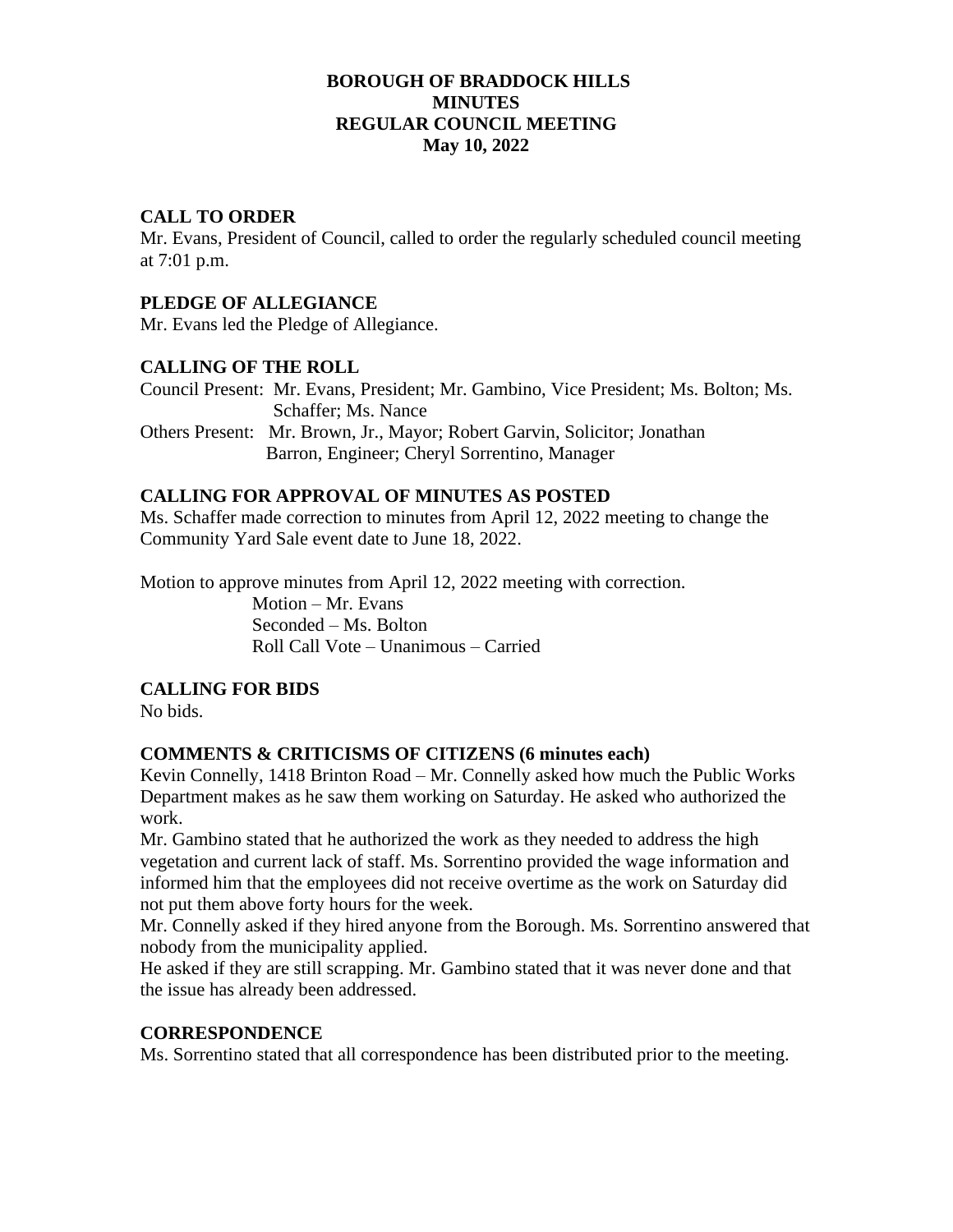# BOROUGH OF BRADDOCK HILLS
# MINUTES
# REGULAR COUNCIL MEETING
# May 10, 2022

## CALL TO ORDER

Mr. Evans, President of Council, called to order the regularly scheduled council meeting at 7:01 p.m.

## PLEDGE OF ALLEGIANCE

Mr. Evans led the Pledge of Allegiance.

## CALLING OF THE ROLL

Council Present: Mr. Evans, President; Mr. Gambino, Vice President; Ms. Bolton; Ms. Schaffer; Ms. Nance

Others Present: Mr. Brown, Jr., Mayor; Robert Garvin, Solicitor; Jonathan Barron, Engineer; Cheryl Sorrentino, Manager

## CALLING FOR APPROVAL OF MINUTES AS POSTED

Ms. Schaffer made correction to minutes from April 12, 2022 meeting to change the Community Yard Sale event date to June 18, 2022.

Motion to approve minutes from April 12, 2022 meeting with correction.

Motion – Mr. Evans
Seconded – Ms. Bolton
Roll Call Vote – Unanimous – Carried

## CALLING FOR BIDS

No bids.

## COMMENTS & CRITICISMS OF CITIZENS (6 minutes each)

Kevin Connelly, 1418 Brinton Road – Mr. Connelly asked how much the Public Works Department makes as he saw them working on Saturday. He asked who authorized the work.

Mr. Gambino stated that he authorized the work as they needed to address the high vegetation and current lack of staff. Ms. Sorrentino provided the wage information and informed him that the employees did not receive overtime as the work on Saturday did not put them above forty hours for the week.

Mr. Connelly asked if they hired anyone from the Borough. Ms. Sorrentino answered that nobody from the municipality applied.

He asked if they are still scrapping. Mr. Gambino stated that it was never done and that the issue has already been addressed.

## CORRESPONDENCE

Ms. Sorrentino stated that all correspondence has been distributed prior to the meeting.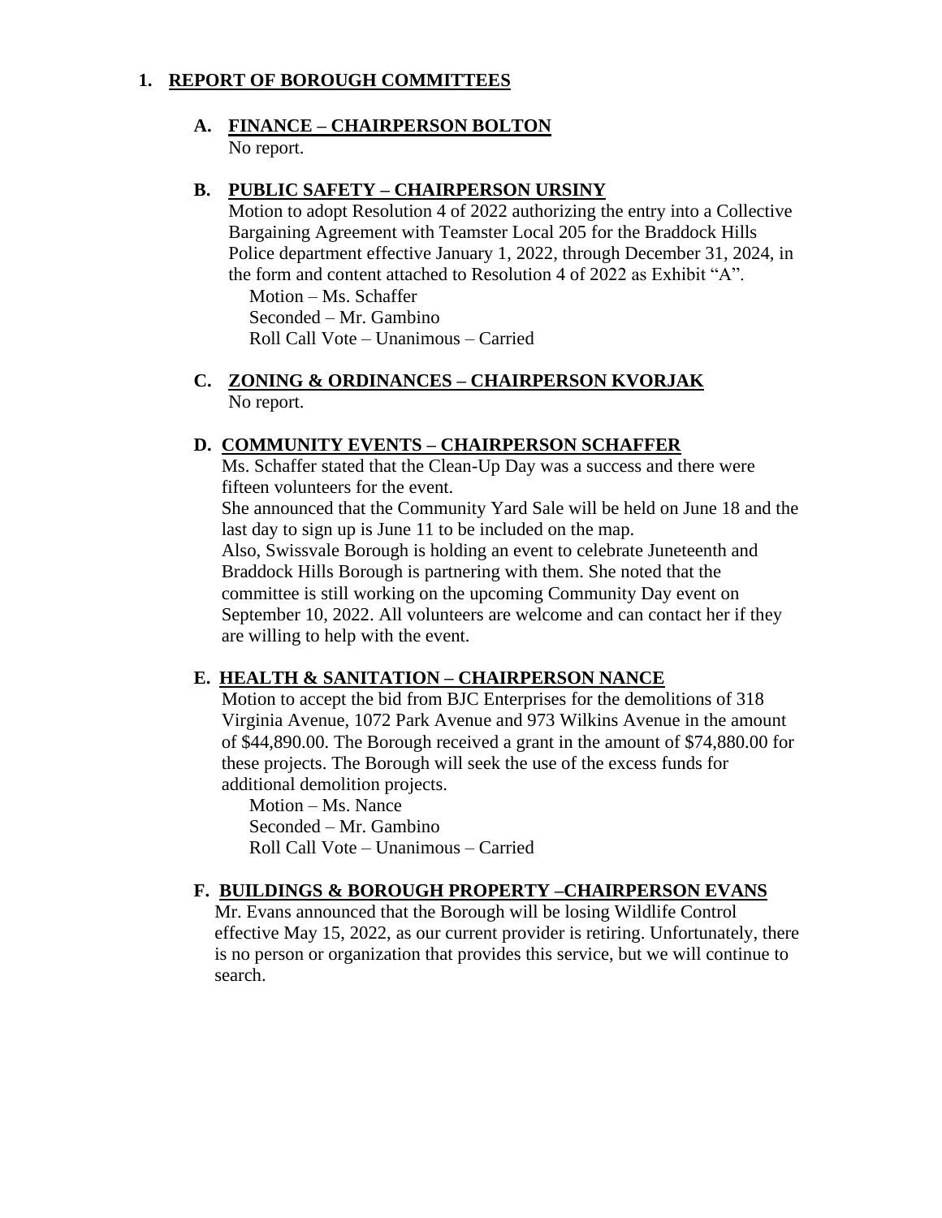## 1. REPORT OF BOROUGH COMMITTEES

### A. FINANCE – CHAIRPERSON BOLTON

No report.

### B. PUBLIC SAFETY – CHAIRPERSON URSINY

Motion to adopt Resolution 4 of 2022 authorizing the entry into a Collective Bargaining Agreement with Teamster Local 205 for the Braddock Hills Police department effective January 1, 2022, through December 31, 2024, in the form and content attached to Resolution 4 of 2022 as Exhibit "A".

Motion – Ms. Schaffer
Seconded – Mr. Gambino
Roll Call Vote – Unanimous – Carried

### C. ZONING & ORDINANCES – CHAIRPERSON KVORJAK

No report.

### D. COMMUNITY EVENTS – CHAIRPERSON SCHAFFER

Ms. Schaffer stated that the Clean-Up Day was a success and there were fifteen volunteers for the event.

She announced that the Community Yard Sale will be held on June 18 and the last day to sign up is June 11 to be included on the map.

Also, Swissvale Borough is holding an event to celebrate Juneteenth and Braddock Hills Borough is partnering with them. She noted that the committee is still working on the upcoming Community Day event on September 10, 2022. All volunteers are welcome and can contact her if they are willing to help with the event.

### E. HEALTH & SANITATION – CHAIRPERSON NANCE

Motion to accept the bid from BJC Enterprises for the demolitions of 318 Virginia Avenue, 1072 Park Avenue and 973 Wilkins Avenue in the amount of $44,890.00. The Borough received a grant in the amount of $74,880.00 for these projects. The Borough will seek the use of the excess funds for additional demolition projects.

Motion – Ms. Nance
Seconded – Mr. Gambino
Roll Call Vote – Unanimous – Carried

### F. BUILDINGS & BOROUGH PROPERTY –CHAIRPERSON EVANS

Mr. Evans announced that the Borough will be losing Wildlife Control effective May 15, 2022, as our current provider is retiring. Unfortunately, there is no person or organization that provides this service, but we will continue to search.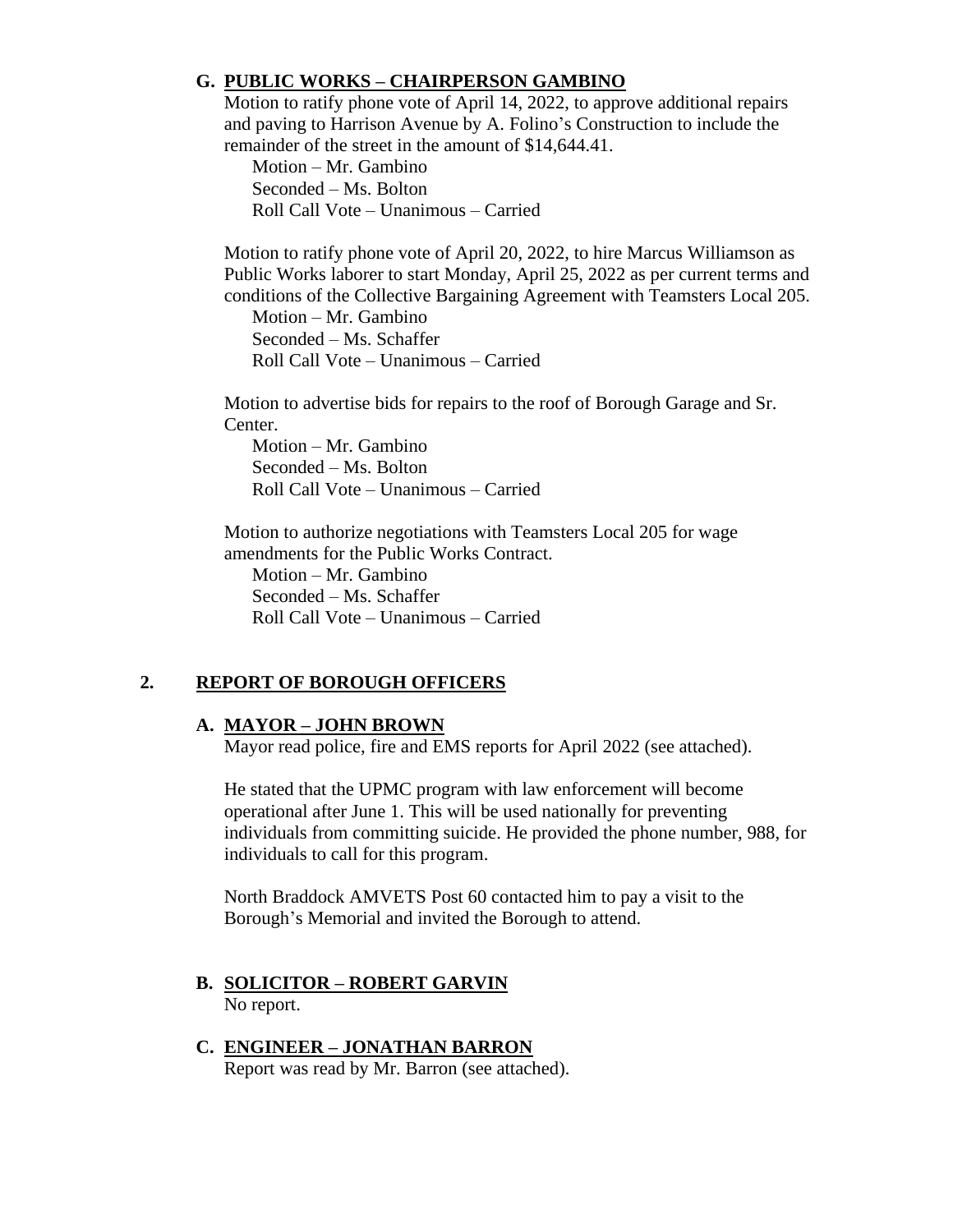### G. PUBLIC WORKS – CHAIRPERSON GAMBINO

Motion to ratify phone vote of April 14, 2022, to approve additional repairs and paving to Harrison Avenue by A. Folino's Construction to include the remainder of the street in the amount of $14,644.41.

Motion – Mr. Gambino
Seconded – Ms. Bolton
Roll Call Vote – Unanimous – Carried

Motion to ratify phone vote of April 20, 2022, to hire Marcus Williamson as Public Works laborer to start Monday, April 25, 2022 as per current terms and conditions of the Collective Bargaining Agreement with Teamsters Local 205.

Motion – Mr. Gambino
Seconded – Ms. Schaffer
Roll Call Vote – Unanimous – Carried

Motion to advertise bids for repairs to the roof of Borough Garage and Sr. Center.

Motion – Mr. Gambino
Seconded – Ms. Bolton
Roll Call Vote – Unanimous – Carried

Motion to authorize negotiations with Teamsters Local 205 for wage amendments for the Public Works Contract.

Motion – Mr. Gambino
Seconded – Ms. Schaffer
Roll Call Vote – Unanimous – Carried

## 2. REPORT OF BOROUGH OFFICERS

### A. MAYOR – JOHN BROWN

Mayor read police, fire and EMS reports for April 2022 (see attached).

He stated that the UPMC program with law enforcement will become operational after June 1. This will be used nationally for preventing individuals from committing suicide. He provided the phone number, 988, for individuals to call for this program.

North Braddock AMVETS Post 60 contacted him to pay a visit to the Borough's Memorial and invited the Borough to attend.

### B. SOLICITOR – ROBERT GARVIN

No report.

### C. ENGINEER – JONATHAN BARRON

Report was read by Mr. Barron (see attached).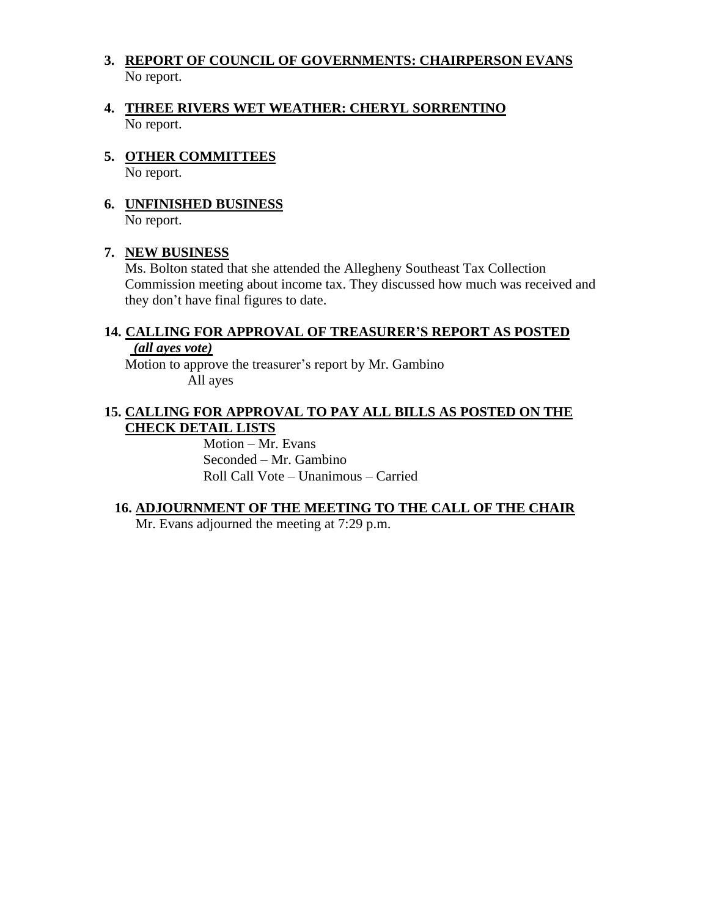3. **REPORT OF COUNCIL OF GOVERNMENTS: CHAIRPERSON EVANS**
   No report.

4. **THREE RIVERS WET WEATHER: CHERYL SORRENTINO**
   No report.

5. **OTHER COMMITTEES**
   No report.

6. **UNFINISHED BUSINESS**
   No report.

7. **NEW BUSINESS**
   Ms. Bolton stated that she attended the Allegheny Southeast Tax Collection Commission meeting about income tax. They discussed how much was received and they don't have final figures to date.

14. **CALLING FOR APPROVAL OF TREASURER'S REPORT AS POSTED** ***(all ayes vote)***
    Motion to approve the treasurer's report by Mr. Gambino
    All ayes

15. **CALLING FOR APPROVAL TO PAY ALL BILLS AS POSTED ON THE CHECK DETAIL LISTS**
    Motion – Mr. Evans
    Seconded – Mr. Gambino
    Roll Call Vote – Unanimous – Carried

16. **ADJOURNMENT OF THE MEETING TO THE CALL OF THE CHAIR**
    Mr. Evans adjourned the meeting at 7:29 p.m.